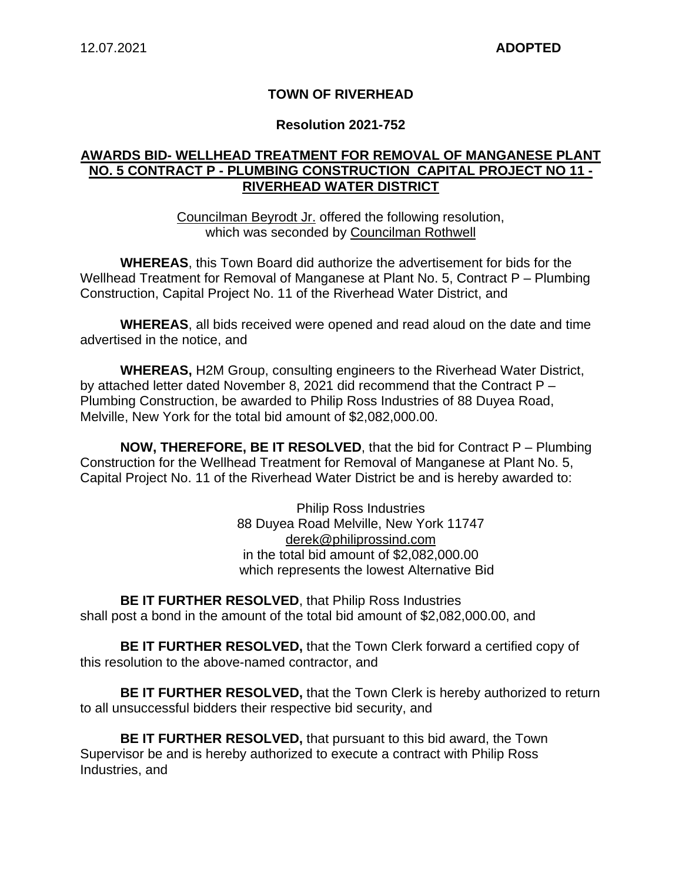12.07.2021 **ADOPTED**

# TOWN OF RIVERHEAD

## Resolution 2021-752

**AWARDS BID- WELLHEAD TREATMENT FOR REMOVAL OF MANGANESE PLANT NO. 5 CONTRACT P - PLUMBING CONSTRUCTION CAPITAL PROJECT NO 11 - RIVERHEAD WATER DISTRICT**

Councilman Beyrodt Jr. offered the following resolution, which was seconded by Councilman Rothwell

**WHEREAS**, this Town Board did authorize the advertisement for bids for the Wellhead Treatment for Removal of Manganese at Plant No. 5, Contract P – Plumbing Construction, Capital Project No. 11 of the Riverhead Water District, and

**WHEREAS**, all bids received were opened and read aloud on the date and time advertised in the notice, and

**WHEREAS,** H2M Group, consulting engineers to the Riverhead Water District, by attached letter dated November 8, 2021 did recommend that the Contract P – Plumbing Construction, be awarded to Philip Ross Industries of 88 Duyea Road, Melville, New York for the total bid amount of $2,082,000.00.

**NOW, THEREFORE, BE IT RESOLVED**, that the bid for Contract P – Plumbing Construction for the Wellhead Treatment for Removal of Manganese at Plant No. 5, Capital Project No. 11 of the Riverhead Water District be and is hereby awarded to:

Philip Ross Industries
88 Duyea Road Melville, New York 11747
derek@philiprossind.com
in the total bid amount of $2,082,000.00
which represents the lowest Alternative Bid

**BE IT FURTHER RESOLVED**, that Philip Ross Industries shall post a bond in the amount of the total bid amount of $2,082,000.00, and

**BE IT FURTHER RESOLVED,** that the Town Clerk forward a certified copy of this resolution to the above-named contractor, and

**BE IT FURTHER RESOLVED,** that the Town Clerk is hereby authorized to return to all unsuccessful bidders their respective bid security, and

**BE IT FURTHER RESOLVED,** that pursuant to this bid award, the Town Supervisor be and is hereby authorized to execute a contract with Philip Ross Industries, and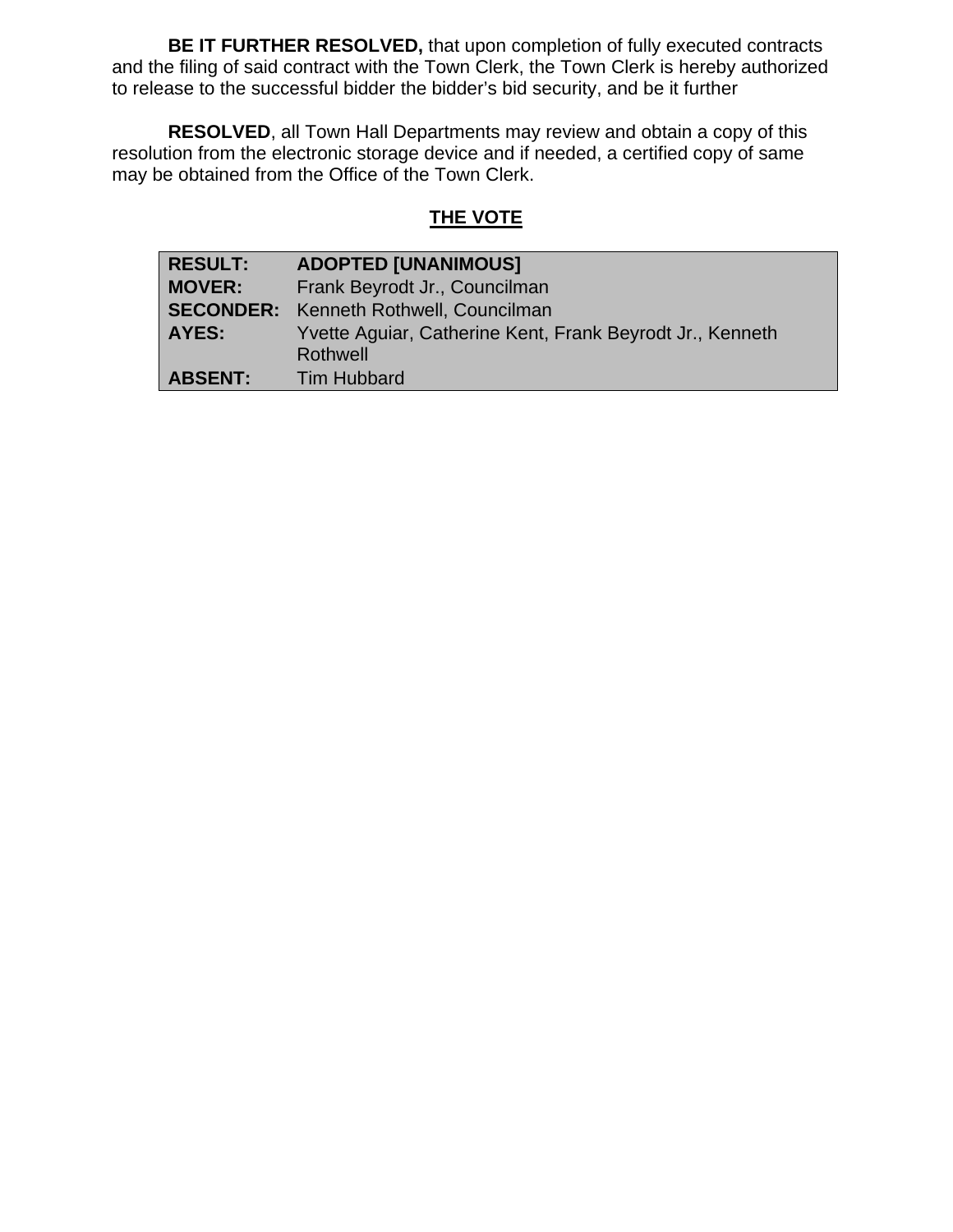**BE IT FURTHER RESOLVED,** that upon completion of fully executed contracts and the filing of said contract with the Town Clerk, the Town Clerk is hereby authorized to release to the successful bidder the bidder's bid security, and be it further

**RESOLVED**, all Town Hall Departments may review and obtain a copy of this resolution from the electronic storage device and if needed, a certified copy of same may be obtained from the Office of the Town Clerk.

## THE VOTE

| | |
|---|---|
| **RESULT:** | **ADOPTED [UNANIMOUS]** |
| **MOVER:** | Frank Beyrodt Jr., Councilman |
| **SECONDER:** | Kenneth Rothwell, Councilman |
| **AYES:** | Yvette Aguiar, Catherine Kent, Frank Beyrodt Jr., Kenneth Rothwell |
| **ABSENT:** | Tim Hubbard |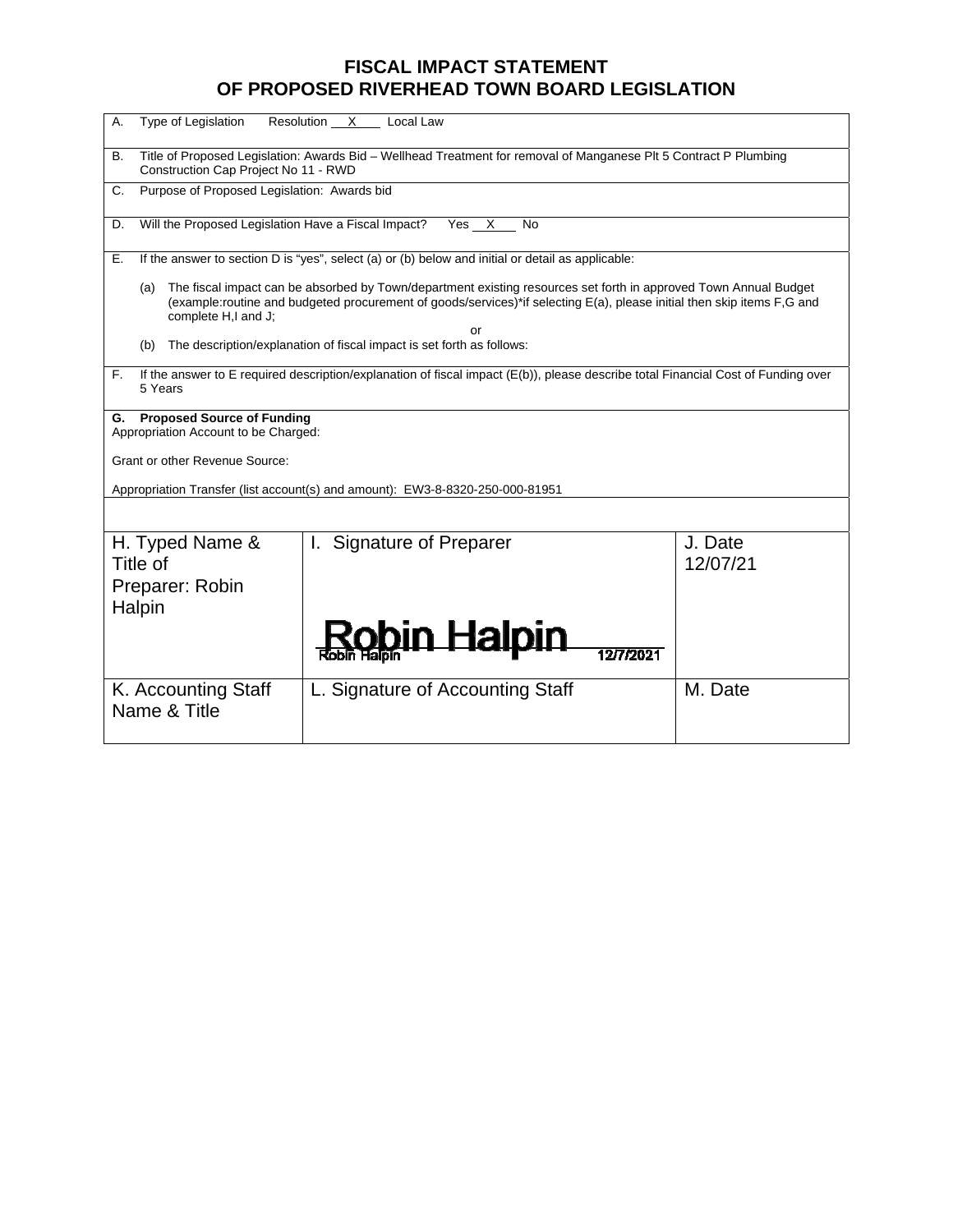# FISCAL IMPACT STATEMENT
# OF PROPOSED RIVERHEAD TOWN BOARD LEGISLATION

A. Type of Legislation Resolution \_\_X\_\_ Local Law

B. Title of Proposed Legislation: Awards Bid – Wellhead Treatment for removal of Manganese Plt 5 Contract P Plumbing Construction Cap Project No 11 - RWD

C. Purpose of Proposed Legislation: Awards bid

D. Will the Proposed Legislation Have a Fiscal Impact? Yes \_\_X\_\_ No

E. If the answer to section D is "yes", select (a) or (b) below and initial or detail as applicable:

(a) The fiscal impact can be absorbed by Town/department existing resources set forth in approved Town Annual Budget (example:routine and budgeted procurement of goods/services)*if selecting E(a), please initial then skip items F,G and complete H,I and J;

or

(b) The description/explanation of fiscal impact is set forth as follows:

F. If the answer to E required description/explanation of fiscal impact (E(b)), please describe total Financial Cost of Funding over 5 Years

**G. Proposed Source of Funding**

Appropriation Account to be Charged:

Grant or other Revenue Source:

Appropriation Transfer (list account(s) and amount): EW3-8-8320-250-000-81951

| | | |
|---|---|---|
| H. Typed Name & Title of Preparer: Robin Halpin | I. Signature of Preparer<br>Robin Halpin<br>Robin Halpin 12/7/2021 | J. Date<br>12/07/21 |
| K. Accounting Staff Name & Title | L. Signature of Accounting Staff | M. Date |